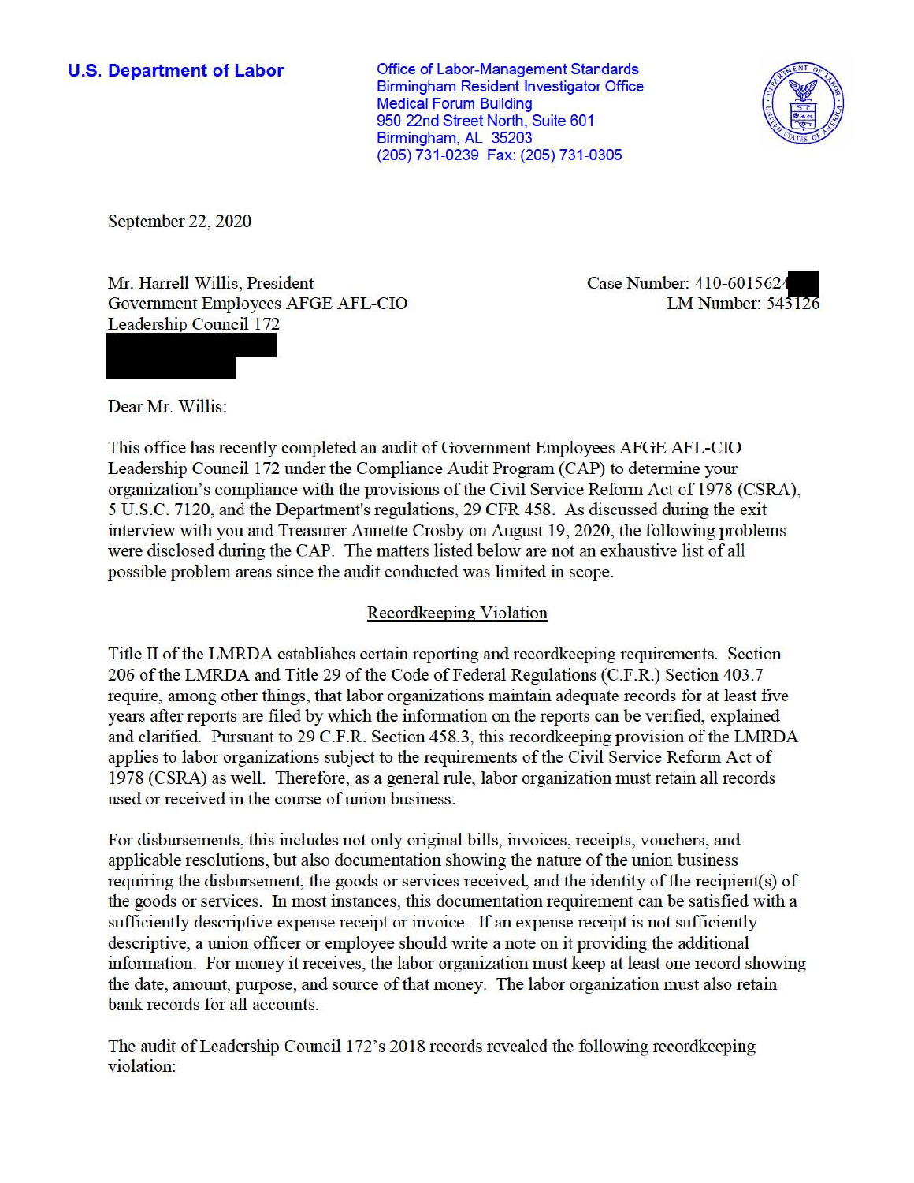**U.S. Department of Labor**

Office of Labor-Management Standards
Birmingham Resident Investigator Office
Medical Forum Building
950 22nd Street North, Suite 601
Birmingham, AL 35203
(205) 731-0239 Fax: (205) 731-0305

September 22, 2020

Mr. Harrell Willis, President
Government Employees AFGE AFL-CIO
Leadership Council 172

Case Number: 410-6015624
LM Number: 543126

Dear Mr. Willis:

This office has recently completed an audit of Government Employees AFGE AFL-CIO Leadership Council 172 under the Compliance Audit Program (CAP) to determine your organization's compliance with the provisions of the Civil Service Reform Act of 1978 (CSRA), 5 U.S.C. 7120, and the Department's regulations, 29 CFR 458. As discussed during the exit interview with you and Treasurer Annette Crosby on August 19, 2020, the following problems were disclosed during the CAP. The matters listed below are not an exhaustive list of all possible problem areas since the audit conducted was limited in scope.

## Recordkeeping Violation

Title II of the LMRDA establishes certain reporting and recordkeeping requirements. Section 206 of the LMRDA and Title 29 of the Code of Federal Regulations (C.F.R.) Section 403.7 require, among other things, that labor organizations maintain adequate records for at least five years after reports are filed by which the information on the reports can be verified, explained and clarified. Pursuant to 29 C.F.R. Section 458.3, this recordkeeping provision of the LMRDA applies to labor organizations subject to the requirements of the Civil Service Reform Act of 1978 (CSRA) as well. Therefore, as a general rule, labor organization must retain all records used or received in the course of union business.

For disbursements, this includes not only original bills, invoices, receipts, vouchers, and applicable resolutions, but also documentation showing the nature of the union business requiring the disbursement, the goods or services received, and the identity of the recipient(s) of the goods or services. In most instances, this documentation requirement can be satisfied with a sufficiently descriptive expense receipt or invoice. If an expense receipt is not sufficiently descriptive, a union officer or employee should write a note on it providing the additional information. For money it receives, the labor organization must keep at least one record showing the date, amount, purpose, and source of that money. The labor organization must also retain bank records for all accounts.

The audit of Leadership Council 172's 2018 records revealed the following recordkeeping violation: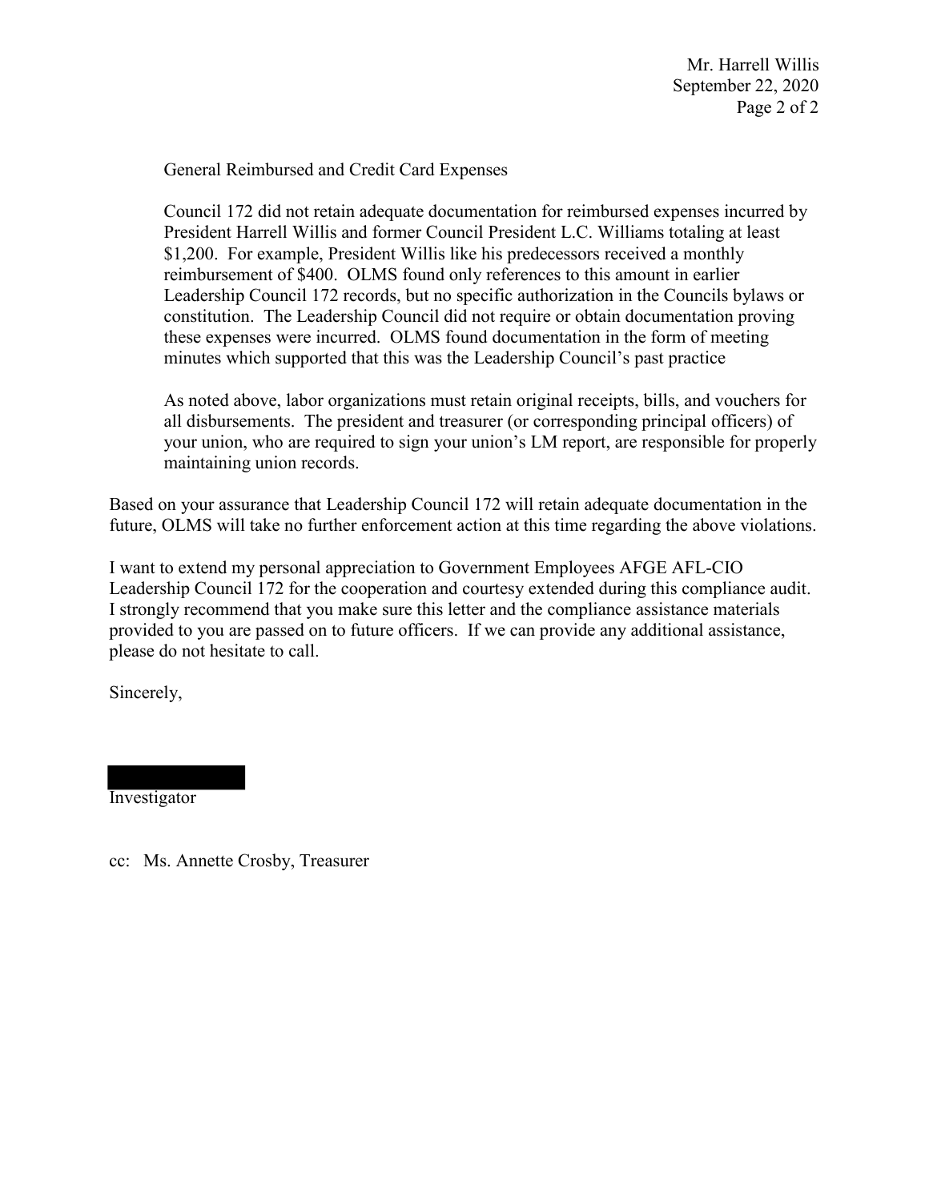Mr. Harrell Willis
September 22, 2020

General Reimbursed and Credit Card Expenses

Council 172 did not retain adequate documentation for reimbursed expenses incurred by President Harrell Willis and former Council President L.C. Williams totaling at least $1,200. For example, President Willis like his predecessors received a monthly reimbursement of $400. OLMS found only references to this amount in earlier Leadership Council 172 records, but no specific authorization in the Councils bylaws or constitution. The Leadership Council did not require or obtain documentation proving these expenses were incurred. OLMS found documentation in the form of meeting minutes which supported that this was the Leadership Council's past practice

As noted above, labor organizations must retain original receipts, bills, and vouchers for all disbursements. The president and treasurer (or corresponding principal officers) of your union, who are required to sign your union's LM report, are responsible for properly maintaining union records.

Based on your assurance that Leadership Council 172 will retain adequate documentation in the future, OLMS will take no further enforcement action at this time regarding the above violations.

I want to extend my personal appreciation to Government Employees AFGE AFL-CIO Leadership Council 172 for the cooperation and courtesy extended during this compliance audit. I strongly recommend that you make sure this letter and the compliance assistance materials provided to you are passed on to future officers. If we can provide any additional assistance, please do not hesitate to call.

Sincerely,

Investigator

cc: Ms. Annette Crosby, Treasurer